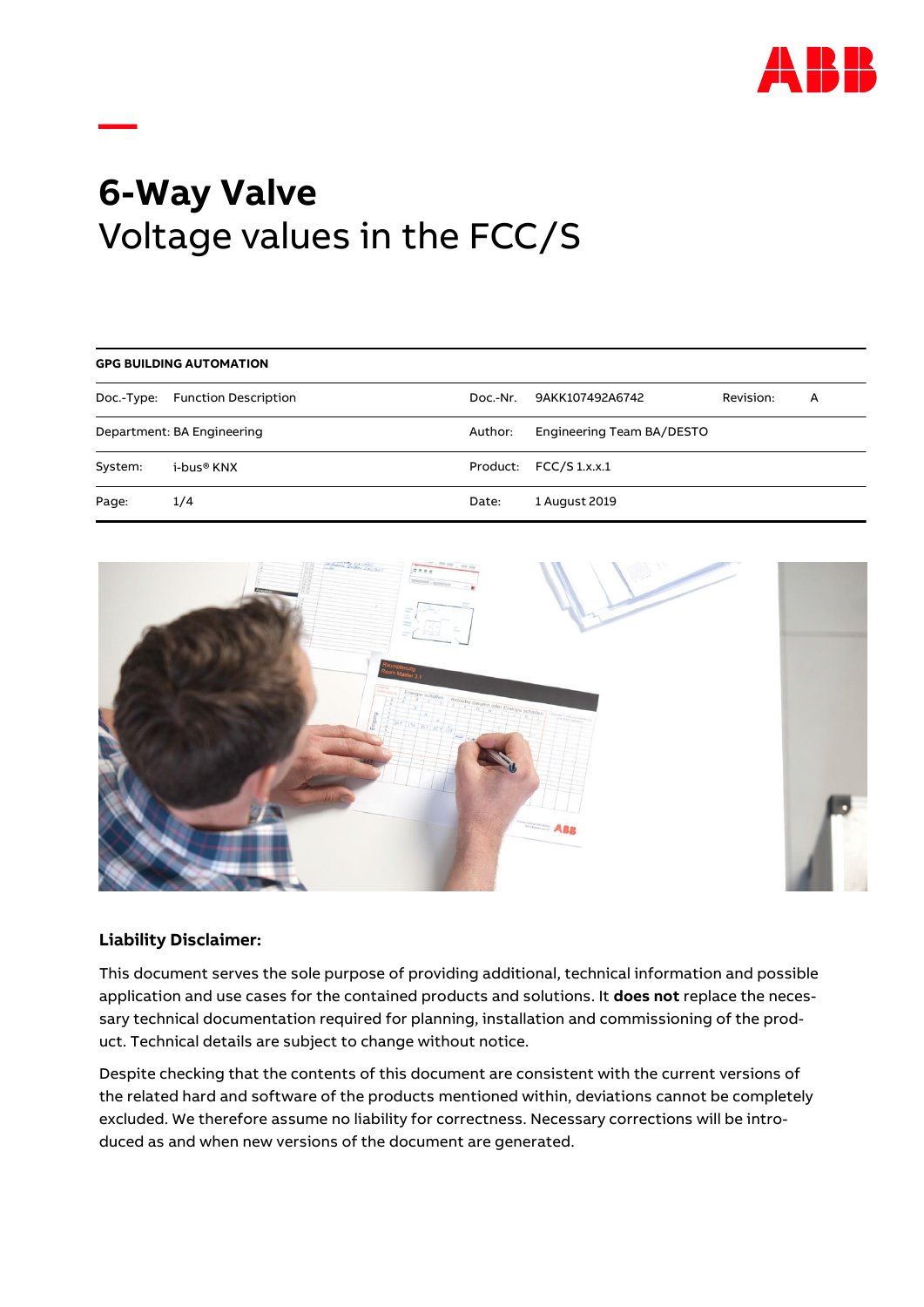# 6-Way Valve
## Voltage values in the FCC/S

| GPG BUILDING AUTOMATION | | | | | |
|---|---|---|---|---|---|
| Doc.-Type: | Function Description | Doc.-Nr. | 9AKK107492A6742 | Revision: | A |
| Department: BA Engineering | | Author: | Engineering Team BA/DESTO | | |
| System: | i-bus® KNX | Product: | FCC/S 1.x.x.1 | | |
| Page: | 1/4 | Date: | 1 August 2019 | | |

**Liability Disclaimer:**

This document serves the sole purpose of providing additional, technical information and possible application and use cases for the contained products and solutions. It **does not** replace the necessary technical documentation required for planning, installation and commissioning of the product. Technical details are subject to change without notice.

Despite checking that the contents of this document are consistent with the current versions of the related hard and software of the products mentioned within, deviations cannot be completely excluded. We therefore assume no liability for correctness. Necessary corrections will be introduced as and when new versions of the document are generated.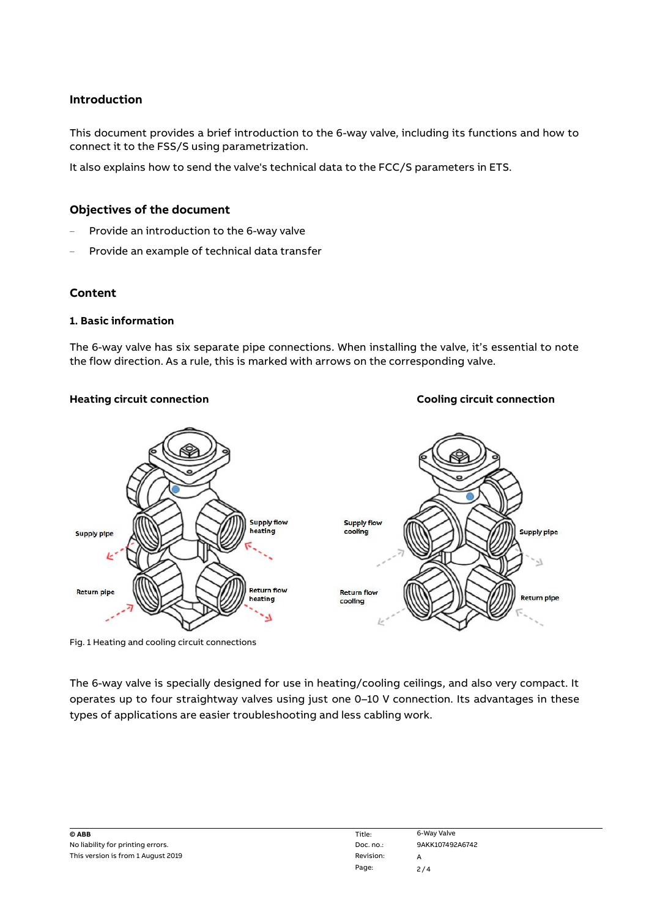## Introduction

This document provides a brief introduction to the 6-way valve, including its functions and how to connect it to the FSS/S using parametrization.

It also explains how to send the valve's technical data to the FCC/S parameters in ETS.

## Objectives of the document

- Provide an introduction to the 6-way valve
- Provide an example of technical data transfer

## Content

### 1. Basic information

The 6-way valve has six separate pipe connections. When installing the valve, it's essential to note the flow direction. As a rule, this is marked with arrows on the corresponding valve.

**Heating circuit connection**

Supply pipe

Supply flow heating

Return pipe

Return flow heating

**Cooling circuit connection**

Supply flow cooling

Supply pipe

Return flow cooling

Return pipe

Fig. 1 Heating and cooling circuit connections

The 6-way valve is specially designed for use in heating/cooling ceilings, and also very compact. It operates up to four straightway valves using just one 0–10 V connection. Its advantages in these types of applications are easier troubleshooting and less cabling work.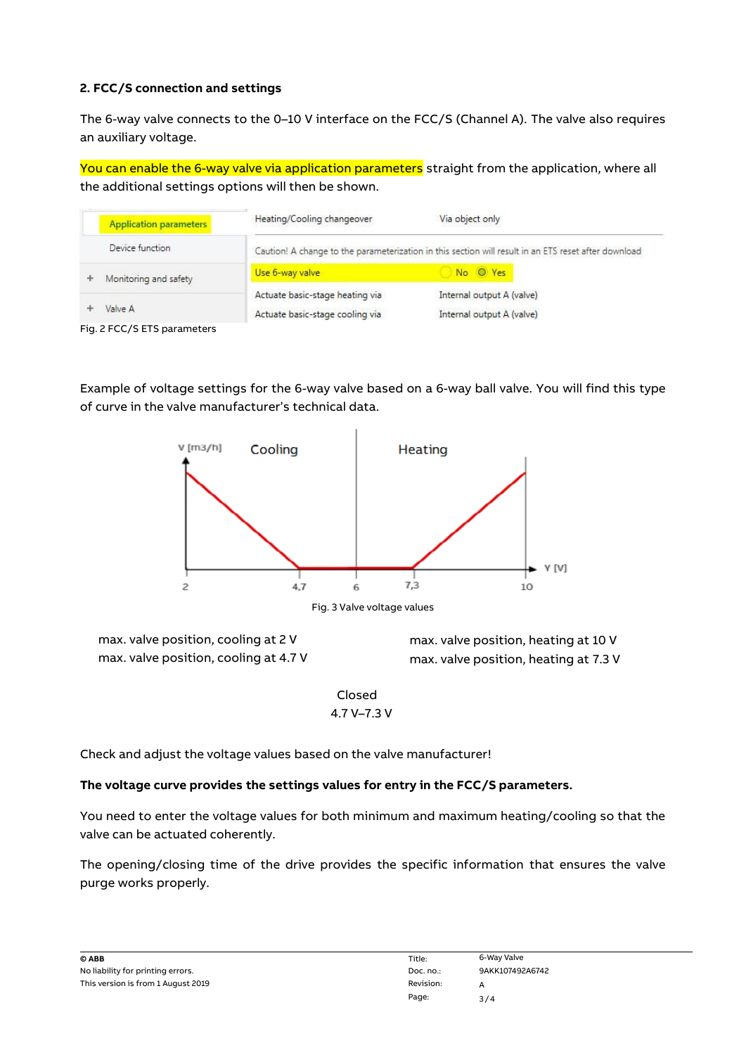## 2. FCC/S connection and settings

The 6-way valve connects to the 0–10 V interface on the FCC/S (Channel A). The valve also requires an auxiliary voltage.

You can enable the 6-way valve via application parameters straight from the application, where all the additional settings options will then be shown.

| Application parameters | Heating/Cooling changeover | Via object only |
|---|---|---|
| Device function | Caution! A change to the parameterization in this section will result in an ETS reset after download | |
| + Monitoring and safety | Use 6-way valve | No / Yes |
| + Valve A | Actuate basic-stage heating via | Internal output A (valve) |
| | Actuate basic-stage cooling via | Internal output A (valve) |

Fig. 2 FCC/S ETS parameters

Example of voltage settings for the 6-way valve based on a 6-way ball valve. You will find this type of curve in the valve manufacturer's technical data.

Fig. 3 Valve voltage values

max. valve position, cooling at 2 V
max. valve position, cooling at 4.7 V

max. valve position, heating at 10 V
max. valve position, heating at 7.3 V

Closed
4.7 V–7.3 V

Check and adjust the voltage values based on the valve manufacturer!

**The voltage curve provides the settings values for entry in the FCC/S parameters.**

You need to enter the voltage values for both minimum and maximum heating/cooling so that the valve can be actuated coherently.

The opening/closing time of the drive provides the specific information that ensures the valve purge works properly.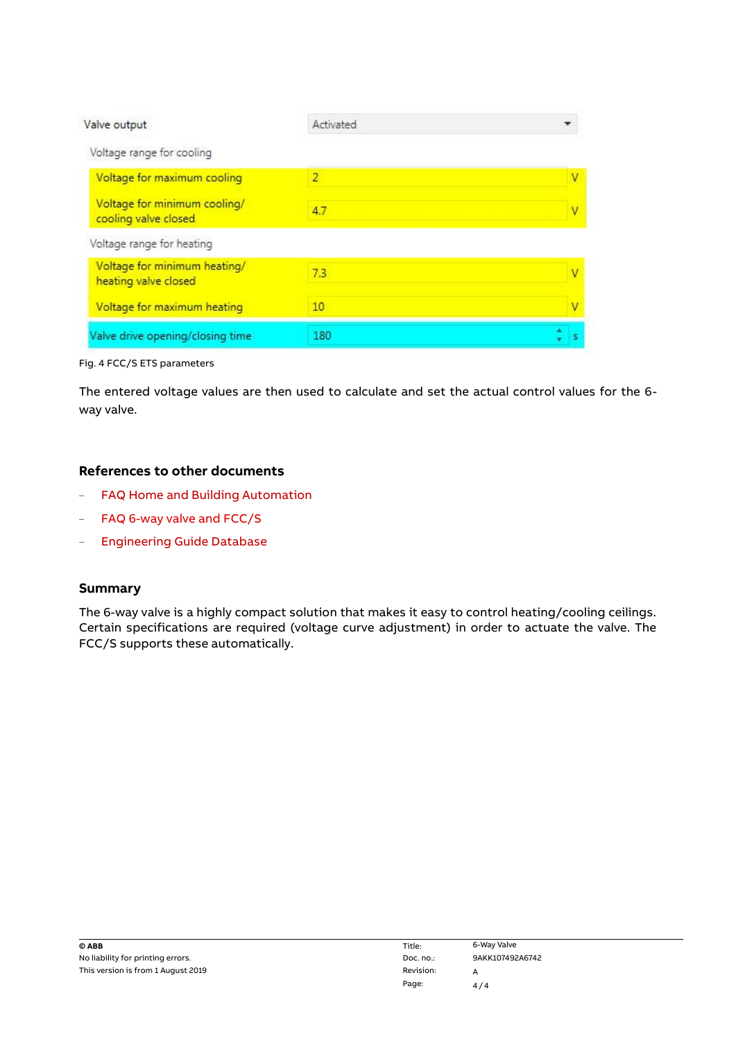| | | |
|---|---|---|
| Valve output | Activated | |
| Voltage range for cooling | | |
| Voltage for maximum cooling | 2 | V |
| Voltage for minimum cooling/ cooling valve closed | 4.7 | V |
| Voltage range for heating | | |
| Voltage for minimum heating/ heating valve closed | 7.3 | V |
| Voltage for maximum heating | 10 | V |
| Valve drive opening/closing time | 180 | s |

Fig. 4 FCC/S ETS parameters

The entered voltage values are then used to calculate and set the actual control values for the 6-way valve.

## References to other documents

- FAQ Home and Building Automation
- FAQ 6-way valve and FCC/S
- Engineering Guide Database

## Summary

The 6-way valve is a highly compact solution that makes it easy to control heating/cooling ceilings. Certain specifications are required (voltage curve adjustment) in order to actuate the valve. The FCC/S supports these automatically.

© ABB
No liability for printing errors.
This version is from 1 August 2019

Title: 6-Way Valve
Doc. no.: 9AKK107492A6742
Revision: A